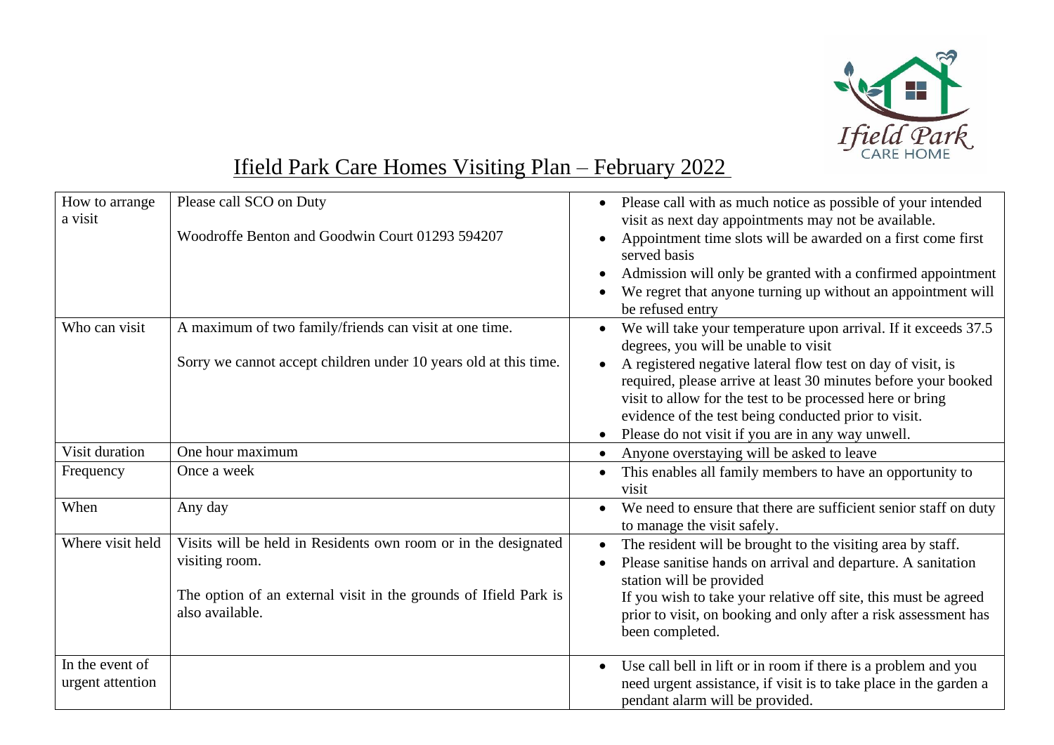# Ifield Park Care Homes Visiting Plan – February 2022

| | | |
|---|---|---|
| How to arrange a visit | Please call SCO on Duty<br><br>Woodroffe Benton and Goodwin Court 01293 594207 | • Please call with as much notice as possible of your intended visit as next day appointments may not be available.<br>• Appointment time slots will be awarded on a first come first served basis<br>• Admission will only be granted with a confirmed appointment<br>• We regret that anyone turning up without an appointment will be refused entry |
| Who can visit | A maximum of two family/friends can visit at one time.<br><br>Sorry we cannot accept children under 10 years old at this time. | • We will take your temperature upon arrival. If it exceeds 37.5 degrees, you will be unable to visit<br>• A registered negative lateral flow test on day of visit, is required, please arrive at least 30 minutes before your booked visit to allow for the test to be processed here or bring evidence of the test being conducted prior to visit.<br>• Please do not visit if you are in any way unwell. |
| Visit duration | One hour maximum | • Anyone overstaying will be asked to leave |
| Frequency | Once a week | • This enables all family members to have an opportunity to visit |
| When | Any day | • We need to ensure that there are sufficient senior staff on duty to manage the visit safely. |
| Where visit held | Visits will be held in Residents own room or in the designated visiting room.<br><br>The option of an external visit in the grounds of Ifield Park is also available. | • The resident will be brought to the visiting area by staff.<br>• Please sanitise hands on arrival and departure. A sanitation station will be provided<br>If you wish to take your relative off site, this must be agreed prior to visit, on booking and only after a risk assessment has been completed. |
| In the event of urgent attention | | • Use call bell in lift or in room if there is a problem and you need urgent assistance, if visit is to take place in the garden a pendant alarm will be provided. |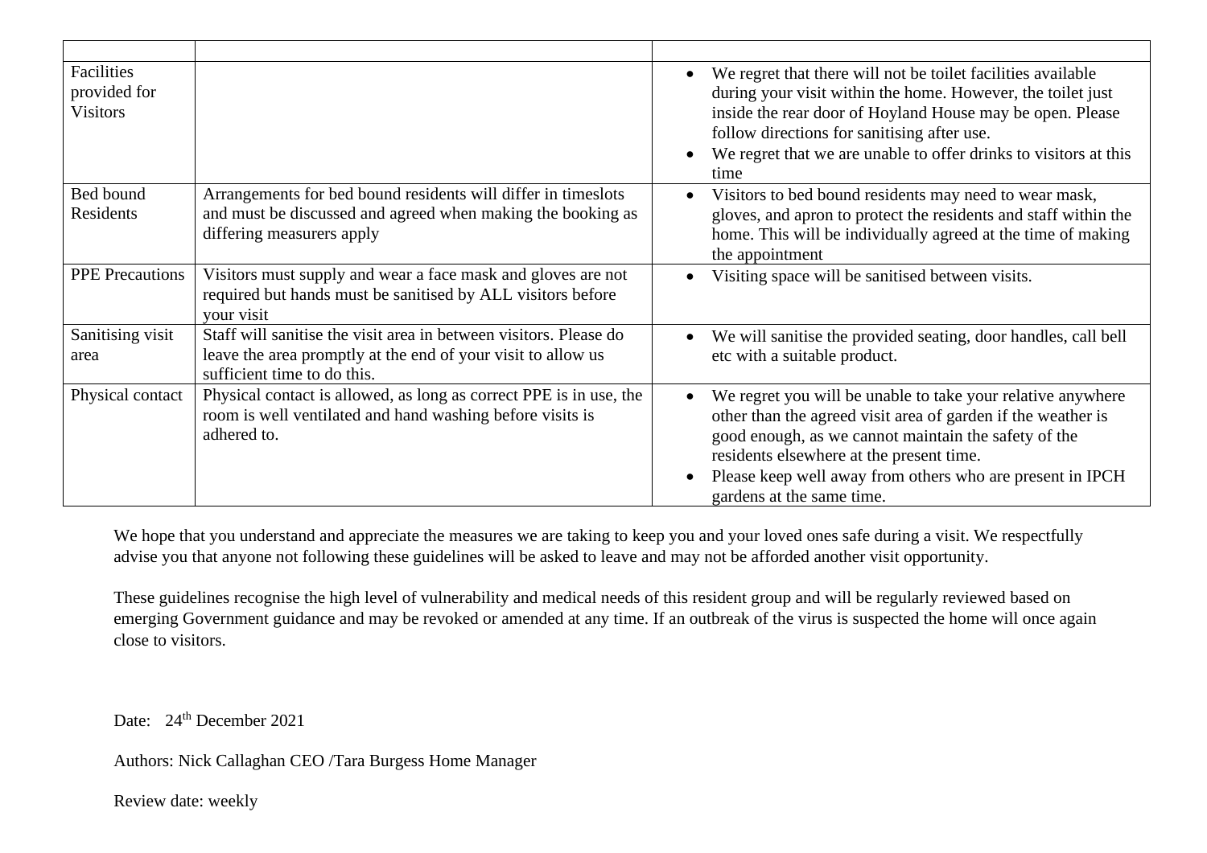| | | |
|---|---|---|
| Facilities provided for Visitors | | • We regret that there will not be toilet facilities available during your visit within the home. However, the toilet just inside the rear door of Hoyland House may be open. Please follow directions for sanitising after use.<br>• We regret that we are unable to offer drinks to visitors at this time |
| Bed bound Residents | Arrangements for bed bound residents will differ in timeslots and must be discussed and agreed when making the booking as differing measurers apply | • Visitors to bed bound residents may need to wear mask, gloves, and apron to protect the residents and staff within the home. This will be individually agreed at the time of making the appointment |
| PPE Precautions | Visitors must supply and wear a face mask and gloves are not required but hands must be sanitised by ALL visitors before your visit | • Visiting space will be sanitised between visits. |
| Sanitising visit area | Staff will sanitise the visit area in between visitors. Please do leave the area promptly at the end of your visit to allow us sufficient time to do this. | • We will sanitise the provided seating, door handles, call bell etc with a suitable product. |
| Physical contact | Physical contact is allowed, as long as correct PPE is in use, the room is well ventilated and hand washing before visits is adhered to. | • We regret you will be unable to take your relative anywhere other than the agreed visit area of garden if the weather is good enough, as we cannot maintain the safety of the residents elsewhere at the present time.<br>• Please keep well away from others who are present in IPCH gardens at the same time. |

We hope that you understand and appreciate the measures we are taking to keep you and your loved ones safe during a visit. We respectfully advise you that anyone not following these guidelines will be asked to leave and may not be afforded another visit opportunity.

These guidelines recognise the high level of vulnerability and medical needs of this resident group and will be regularly reviewed based on emerging Government guidance and may be revoked or amended at any time. If an outbreak of the virus is suspected the home will once again close to visitors.

Date: 24th December 2021

Authors: Nick Callaghan CEO /Tara Burgess Home Manager

Review date: weekly